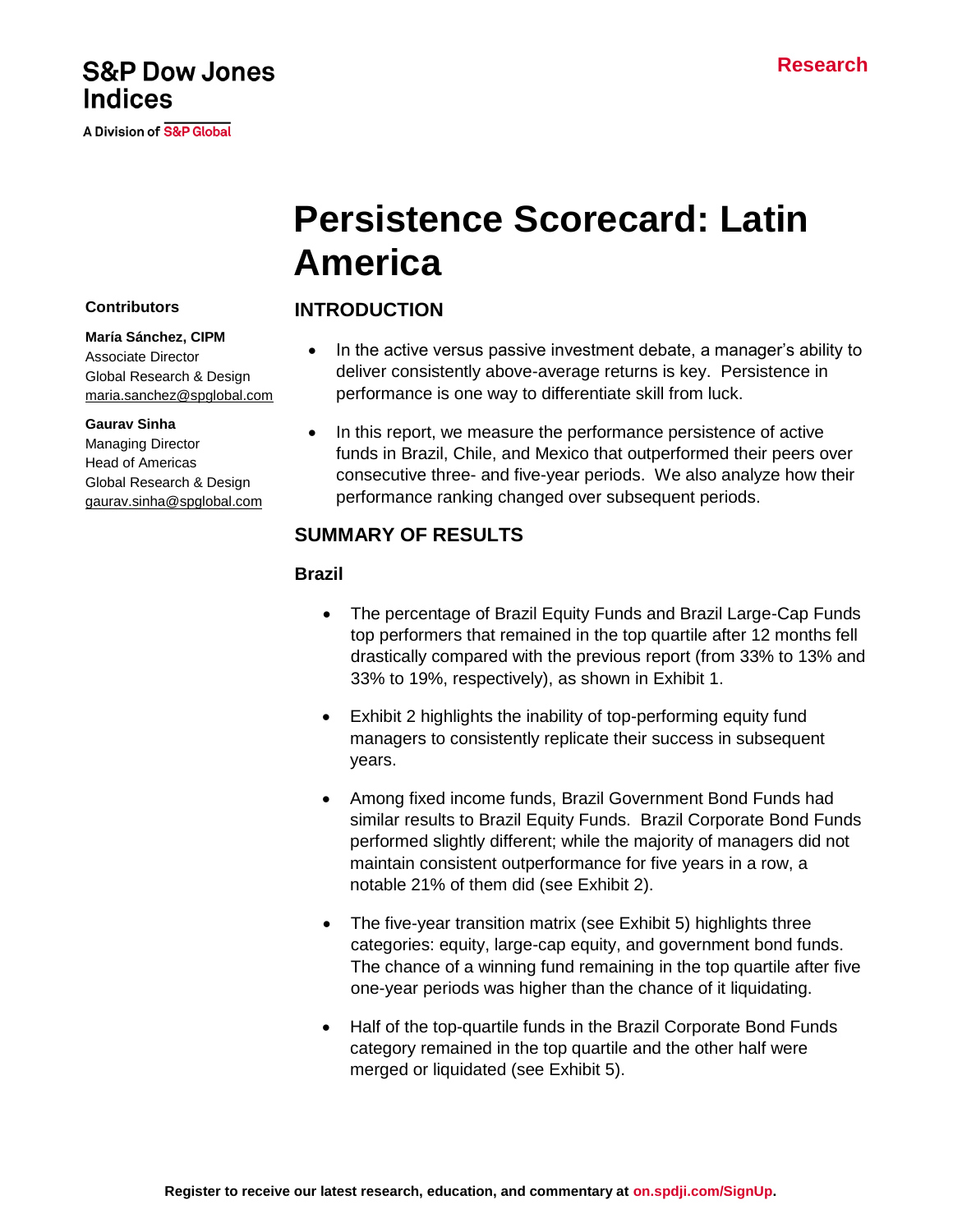S&P Dow Jones Indices

A Division of S&P Global

Research

# Persistence Scorecard: Latin America

**Contributors**

**María Sánchez, CIPM**
Associate Director
Global Research & Design
maria.sanchez@spglobal.com

**Gaurav Sinha**
Managing Director
Head of Americas
Global Research & Design
gaurav.sinha@spglobal.com

## INTRODUCTION

- In the active versus passive investment debate, a manager's ability to deliver consistently above-average returns is key. Persistence in performance is one way to differentiate skill from luck.
- In this report, we measure the performance persistence of active funds in Brazil, Chile, and Mexico that outperformed their peers over consecutive three- and five-year periods. We also analyze how their performance ranking changed over subsequent periods.

## SUMMARY OF RESULTS

### Brazil

- The percentage of Brazil Equity Funds and Brazil Large-Cap Funds top performers that remained in the top quartile after 12 months fell drastically compared with the previous report (from 33% to 13% and 33% to 19%, respectively), as shown in Exhibit 1.
- Exhibit 2 highlights the inability of top-performing equity fund managers to consistently replicate their success in subsequent years.
- Among fixed income funds, Brazil Government Bond Funds had similar results to Brazil Equity Funds. Brazil Corporate Bond Funds performed slightly different; while the majority of managers did not maintain consistent outperformance for five years in a row, a notable 21% of them did (see Exhibit 2).
- The five-year transition matrix (see Exhibit 5) highlights three categories: equity, large-cap equity, and government bond funds. The chance of a winning fund remaining in the top quartile after five one-year periods was higher than the chance of it liquidating.
- Half of the top-quartile funds in the Brazil Corporate Bond Funds category remained in the top quartile and the other half were merged or liquidated (see Exhibit 5).

Register to receive our latest research, education, and commentary at on.spdji.com/SignUp.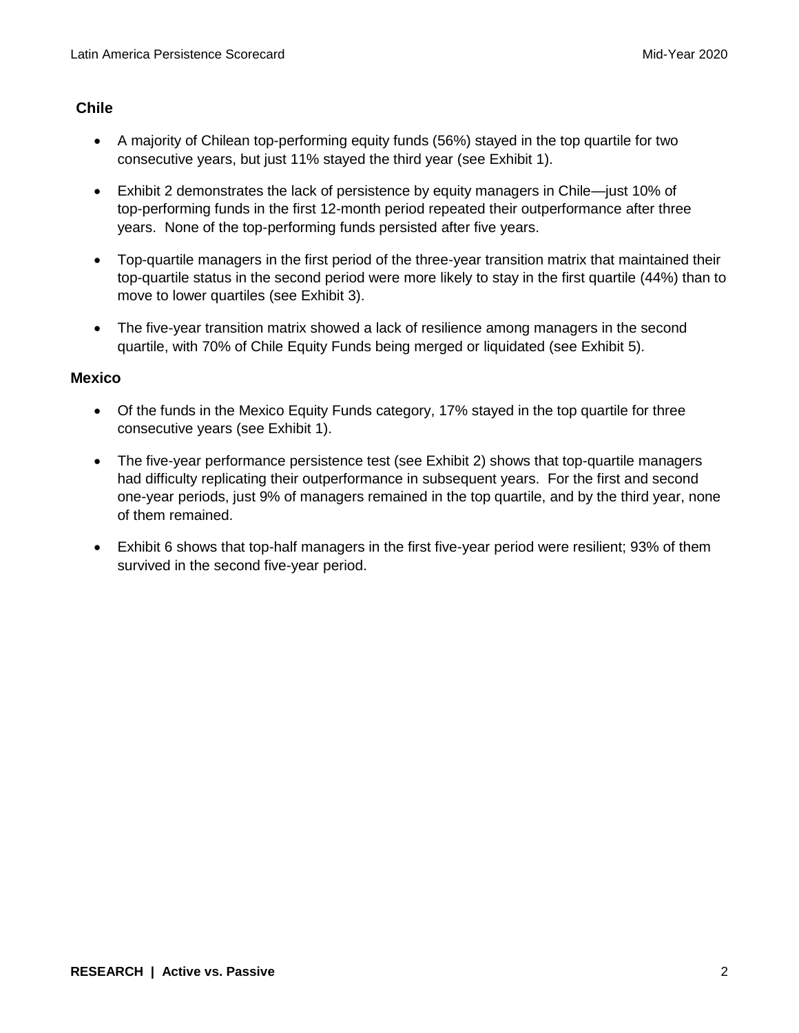## Chile

- A majority of Chilean top-performing equity funds (56%) stayed in the top quartile for two consecutive years, but just 11% stayed the third year (see Exhibit 1).
- Exhibit 2 demonstrates the lack of persistence by equity managers in Chile—just 10% of top-performing funds in the first 12-month period repeated their outperformance after three years. None of the top-performing funds persisted after five years.
- Top-quartile managers in the first period of the three-year transition matrix that maintained their top-quartile status in the second period were more likely to stay in the first quartile (44%) than to move to lower quartiles (see Exhibit 3).
- The five-year transition matrix showed a lack of resilience among managers in the second quartile, with 70% of Chile Equity Funds being merged or liquidated (see Exhibit 5).

## Mexico

- Of the funds in the Mexico Equity Funds category, 17% stayed in the top quartile for three consecutive years (see Exhibit 1).
- The five-year performance persistence test (see Exhibit 2) shows that top-quartile managers had difficulty replicating their outperformance in subsequent years. For the first and second one-year periods, just 9% of managers remained in the top quartile, and by the third year, none of them remained.
- Exhibit 6 shows that top-half managers in the first five-year period were resilient; 93% of them survived in the second five-year period.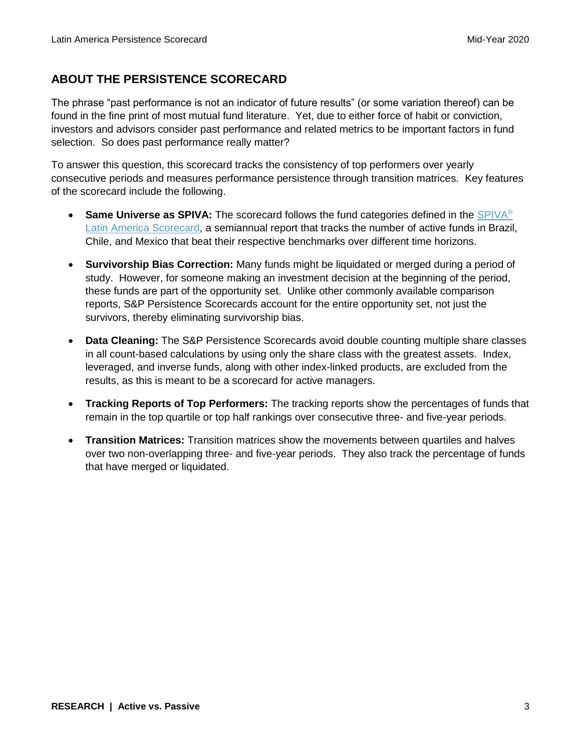## ABOUT THE PERSISTENCE SCORECARD

The phrase "past performance is not an indicator of future results" (or some variation thereof) can be found in the fine print of most mutual fund literature. Yet, due to either force of habit or conviction, investors and advisors consider past performance and related metrics to be important factors in fund selection. So does past performance really matter?

To answer this question, this scorecard tracks the consistency of top performers over yearly consecutive periods and measures performance persistence through transition matrices. Key features of the scorecard include the following.

- **Same Universe as SPIVA:** The scorecard follows the fund categories defined in the SPIVA® Latin America Scorecard, a semiannual report that tracks the number of active funds in Brazil, Chile, and Mexico that beat their respective benchmarks over different time horizons.
- **Survivorship Bias Correction:** Many funds might be liquidated or merged during a period of study. However, for someone making an investment decision at the beginning of the period, these funds are part of the opportunity set. Unlike other commonly available comparison reports, S&P Persistence Scorecards account for the entire opportunity set, not just the survivors, thereby eliminating survivorship bias.
- **Data Cleaning:** The S&P Persistence Scorecards avoid double counting multiple share classes in all count-based calculations by using only the share class with the greatest assets. Index, leveraged, and inverse funds, along with other index-linked products, are excluded from the results, as this is meant to be a scorecard for active managers.
- **Tracking Reports of Top Performers:** The tracking reports show the percentages of funds that remain in the top quartile or top half rankings over consecutive three- and five-year periods.
- **Transition Matrices:** Transition matrices show the movements between quartiles and halves over two non-overlapping three- and five-year periods. They also track the percentage of funds that have merged or liquidated.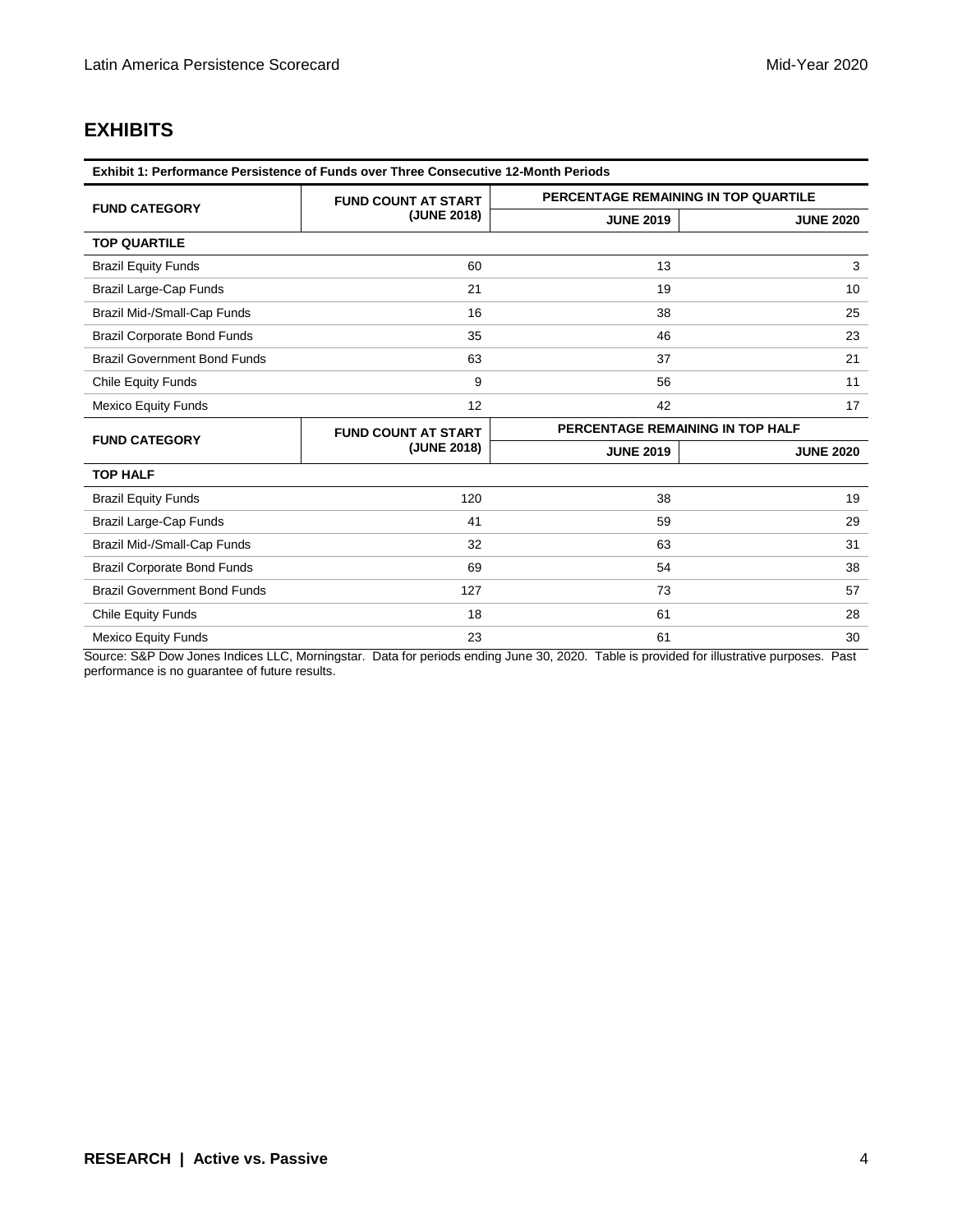## EXHIBITS

**Exhibit 1: Performance Persistence of Funds over Three Consecutive 12-Month Periods**

| FUND CATEGORY | FUND COUNT AT START (JUNE 2018) | PERCENTAGE REMAINING IN TOP QUARTILE | |
|---|---|---|---|
| | | JUNE 2019 | JUNE 2020 |
| **TOP QUARTILE** | | | |
| Brazil Equity Funds | 60 | 13 | 3 |
| Brazil Large-Cap Funds | 21 | 19 | 10 |
| Brazil Mid-/Small-Cap Funds | 16 | 38 | 25 |
| Brazil Corporate Bond Funds | 35 | 46 | 23 |
| Brazil Government Bond Funds | 63 | 37 | 21 |
| Chile Equity Funds | 9 | 56 | 11 |
| Mexico Equity Funds | 12 | 42 | 17 |
| **FUND CATEGORY** | **FUND COUNT AT START (JUNE 2018)** | **PERCENTAGE REMAINING IN TOP HALF** | |
| | | **JUNE 2019** | **JUNE 2020** |
| **TOP HALF** | | | |
| Brazil Equity Funds | 120 | 38 | 19 |
| Brazil Large-Cap Funds | 41 | 59 | 29 |
| Brazil Mid-/Small-Cap Funds | 32 | 63 | 31 |
| Brazil Corporate Bond Funds | 69 | 54 | 38 |
| Brazil Government Bond Funds | 127 | 73 | 57 |
| Chile Equity Funds | 18 | 61 | 28 |
| Mexico Equity Funds | 23 | 61 | 30 |

Source: S&P Dow Jones Indices LLC, Morningstar. Data for periods ending June 30, 2020. Table is provided for illustrative purposes. Past performance is no guarantee of future results.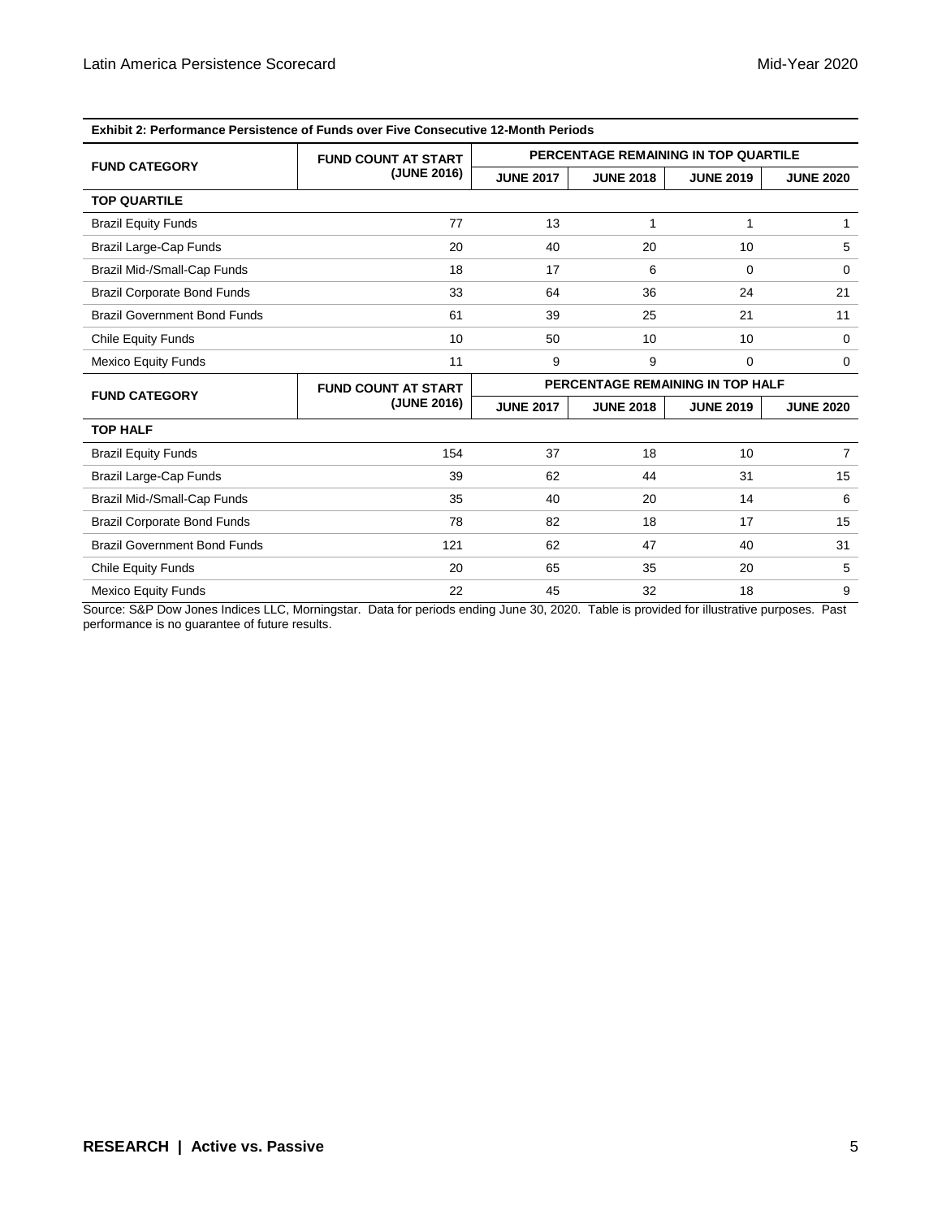**Exhibit 2: Performance Persistence of Funds over Five Consecutive 12-Month Periods**

| FUND CATEGORY | FUND COUNT AT START (JUNE 2016) | PERCENTAGE REMAINING IN TOP QUARTILE | | | |
|---|---|---|---|---|---|
| | | JUNE 2017 | JUNE 2018 | JUNE 2019 | JUNE 2020 |
| **TOP QUARTILE** | | | | | |
| Brazil Equity Funds | 77 | 13 | 1 | 1 | 1 |
| Brazil Large-Cap Funds | 20 | 40 | 20 | 10 | 5 |
| Brazil Mid-/Small-Cap Funds | 18 | 17 | 6 | 0 | 0 |
| Brazil Corporate Bond Funds | 33 | 64 | 36 | 24 | 21 |
| Brazil Government Bond Funds | 61 | 39 | 25 | 21 | 11 |
| Chile Equity Funds | 10 | 50 | 10 | 10 | 0 |
| Mexico Equity Funds | 11 | 9 | 9 | 0 | 0 |
| **FUND CATEGORY** | **FUND COUNT AT START (JUNE 2016)** | **PERCENTAGE REMAINING IN TOP HALF** | | | |
| | | **JUNE 2017** | **JUNE 2018** | **JUNE 2019** | **JUNE 2020** |
| **TOP HALF** | | | | | |
| Brazil Equity Funds | 154 | 37 | 18 | 10 | 7 |
| Brazil Large-Cap Funds | 39 | 62 | 44 | 31 | 15 |
| Brazil Mid-/Small-Cap Funds | 35 | 40 | 20 | 14 | 6 |
| Brazil Corporate Bond Funds | 78 | 82 | 18 | 17 | 15 |
| Brazil Government Bond Funds | 121 | 62 | 47 | 40 | 31 |
| Chile Equity Funds | 20 | 65 | 35 | 20 | 5 |
| Mexico Equity Funds | 22 | 45 | 32 | 18 | 9 |

Source: S&P Dow Jones Indices LLC, Morningstar. Data for periods ending June 30, 2020. Table is provided for illustrative purposes. Past performance is no guarantee of future results.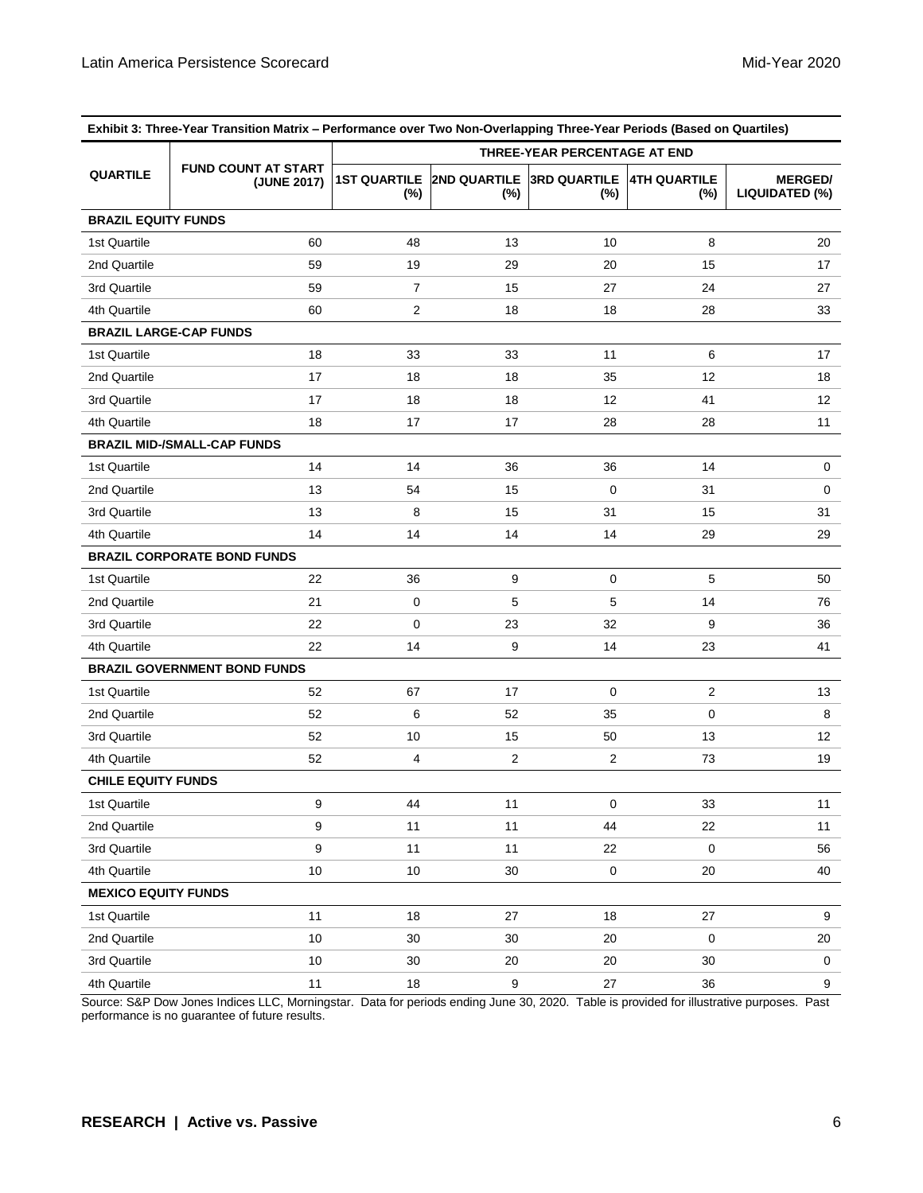**Exhibit 3: Three-Year Transition Matrix – Performance over Two Non-Overlapping Three-Year Periods (Based on Quartiles)**

| QUARTILE | FUND COUNT AT START (JUNE 2017) | THREE-YEAR PERCENTAGE AT END | | | | |
|---|---|---|---|---|---|---|
| | | 1ST QUARTILE (%) | 2ND QUARTILE (%) | 3RD QUARTILE (%) | 4TH QUARTILE (%) | MERGED/ LIQUIDATED (%) |
| **BRAZIL EQUITY FUNDS** | | | | | | |
| 1st Quartile | 60 | 48 | 13 | 10 | 8 | 20 |
| 2nd Quartile | 59 | 19 | 29 | 20 | 15 | 17 |
| 3rd Quartile | 59 | 7 | 15 | 27 | 24 | 27 |
| 4th Quartile | 60 | 2 | 18 | 18 | 28 | 33 |
| **BRAZIL LARGE-CAP FUNDS** | | | | | | |
| 1st Quartile | 18 | 33 | 33 | 11 | 6 | 17 |
| 2nd Quartile | 17 | 18 | 18 | 35 | 12 | 18 |
| 3rd Quartile | 17 | 18 | 18 | 12 | 41 | 12 |
| 4th Quartile | 18 | 17 | 17 | 28 | 28 | 11 |
| **BRAZIL MID-/SMALL-CAP FUNDS** | | | | | | |
| 1st Quartile | 14 | 14 | 36 | 36 | 14 | 0 |
| 2nd Quartile | 13 | 54 | 15 | 0 | 31 | 0 |
| 3rd Quartile | 13 | 8 | 15 | 31 | 15 | 31 |
| 4th Quartile | 14 | 14 | 14 | 14 | 29 | 29 |
| **BRAZIL CORPORATE BOND FUNDS** | | | | | | |
| 1st Quartile | 22 | 36 | 9 | 0 | 5 | 50 |
| 2nd Quartile | 21 | 0 | 5 | 5 | 14 | 76 |
| 3rd Quartile | 22 | 0 | 23 | 32 | 9 | 36 |
| 4th Quartile | 22 | 14 | 9 | 14 | 23 | 41 |
| **BRAZIL GOVERNMENT BOND FUNDS** | | | | | | |
| 1st Quartile | 52 | 67 | 17 | 0 | 2 | 13 |
| 2nd Quartile | 52 | 6 | 52 | 35 | 0 | 8 |
| 3rd Quartile | 52 | 10 | 15 | 50 | 13 | 12 |
| 4th Quartile | 52 | 4 | 2 | 2 | 73 | 19 |
| **CHILE EQUITY FUNDS** | | | | | | |
| 1st Quartile | 9 | 44 | 11 | 0 | 33 | 11 |
| 2nd Quartile | 9 | 11 | 11 | 44 | 22 | 11 |
| 3rd Quartile | 9 | 11 | 11 | 22 | 0 | 56 |
| 4th Quartile | 10 | 10 | 30 | 0 | 20 | 40 |
| **MEXICO EQUITY FUNDS** | | | | | | |
| 1st Quartile | 11 | 18 | 27 | 18 | 27 | 9 |
| 2nd Quartile | 10 | 30 | 30 | 20 | 0 | 20 |
| 3rd Quartile | 10 | 30 | 20 | 20 | 30 | 0 |
| 4th Quartile | 11 | 18 | 9 | 27 | 36 | 9 |

Source: S&P Dow Jones Indices LLC, Morningstar. Data for periods ending June 30, 2020. Table is provided for illustrative purposes. Past performance is no guarantee of future results.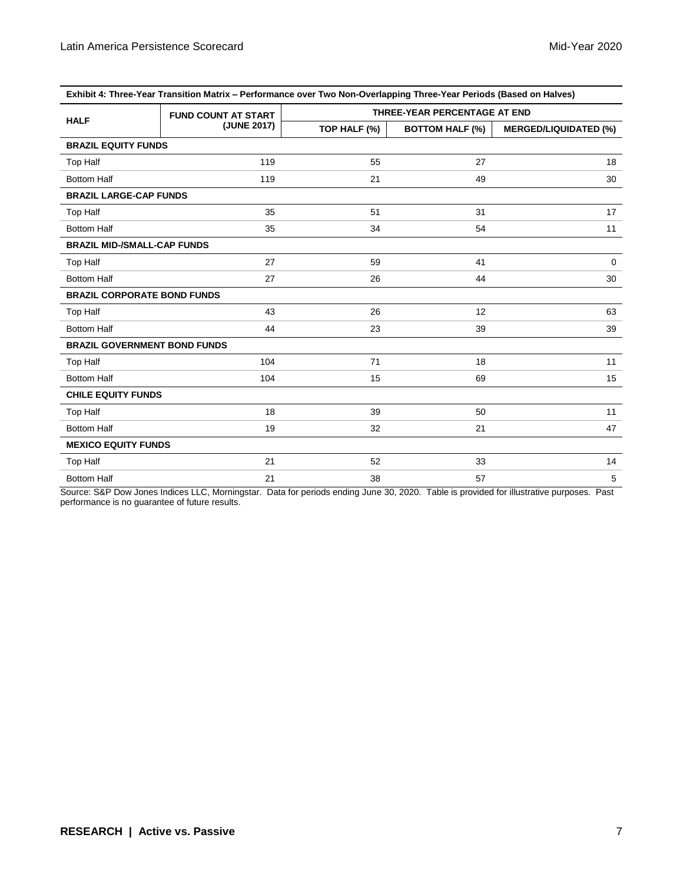**Exhibit 4: Three-Year Transition Matrix – Performance over Two Non-Overlapping Three-Year Periods (Based on Halves)**

| HALF | FUND COUNT AT START (JUNE 2017) | THREE-YEAR PERCENTAGE AT END | | |
|---|---|---|---|---|
| | | TOP HALF (%) | BOTTOM HALF (%) | MERGED/LIQUIDATED (%) |
| **BRAZIL EQUITY FUNDS** | | | | |
| Top Half | 119 | 55 | 27 | 18 |
| Bottom Half | 119 | 21 | 49 | 30 |
| **BRAZIL LARGE-CAP FUNDS** | | | | |
| Top Half | 35 | 51 | 31 | 17 |
| Bottom Half | 35 | 34 | 54 | 11 |
| **BRAZIL MID-/SMALL-CAP FUNDS** | | | | |
| Top Half | 27 | 59 | 41 | 0 |
| Bottom Half | 27 | 26 | 44 | 30 |
| **BRAZIL CORPORATE BOND FUNDS** | | | | |
| Top Half | 43 | 26 | 12 | 63 |
| Bottom Half | 44 | 23 | 39 | 39 |
| **BRAZIL GOVERNMENT BOND FUNDS** | | | | |
| Top Half | 104 | 71 | 18 | 11 |
| Bottom Half | 104 | 15 | 69 | 15 |
| **CHILE EQUITY FUNDS** | | | | |
| Top Half | 18 | 39 | 50 | 11 |
| Bottom Half | 19 | 32 | 21 | 47 |
| **MEXICO EQUITY FUNDS** | | | | |
| Top Half | 21 | 52 | 33 | 14 |
| Bottom Half | 21 | 38 | 57 | 5 |

Source: S&P Dow Jones Indices LLC, Morningstar. Data for periods ending June 30, 2020. Table is provided for illustrative purposes. Past performance is no guarantee of future results.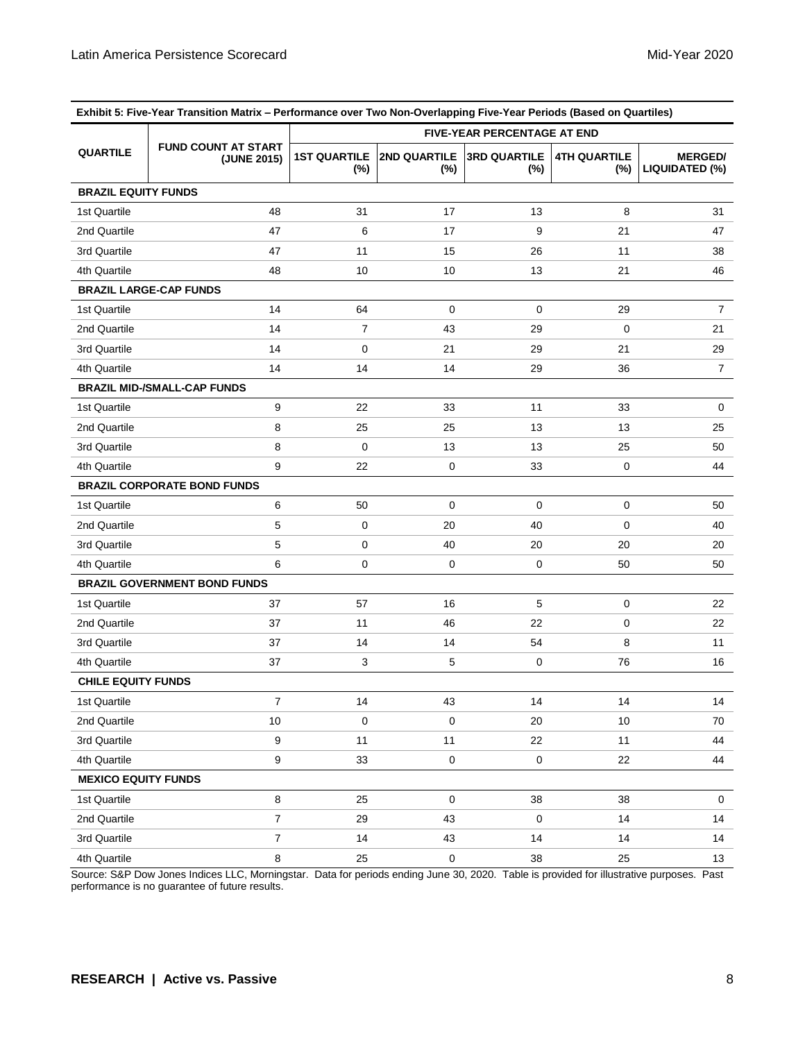**Exhibit 5: Five-Year Transition Matrix – Performance over Two Non-Overlapping Five-Year Periods (Based on Quartiles)**

| QUARTILE | FUND COUNT AT START (JUNE 2015) | FIVE-YEAR PERCENTAGE AT END | | | | |
|---|---|---|---|---|---|---|
| | | 1ST QUARTILE (%) | 2ND QUARTILE (%) | 3RD QUARTILE (%) | 4TH QUARTILE (%) | MERGED/ LIQUIDATED (%) |
| **BRAZIL EQUITY FUNDS** | | | | | | |
| 1st Quartile | 48 | 31 | 17 | 13 | 8 | 31 |
| 2nd Quartile | 47 | 6 | 17 | 9 | 21 | 47 |
| 3rd Quartile | 47 | 11 | 15 | 26 | 11 | 38 |
| 4th Quartile | 48 | 10 | 10 | 13 | 21 | 46 |
| **BRAZIL LARGE-CAP FUNDS** | | | | | | |
| 1st Quartile | 14 | 64 | 0 | 0 | 29 | 7 |
| 2nd Quartile | 14 | 7 | 43 | 29 | 0 | 21 |
| 3rd Quartile | 14 | 0 | 21 | 29 | 21 | 29 |
| 4th Quartile | 14 | 14 | 14 | 29 | 36 | 7 |
| **BRAZIL MID-/SMALL-CAP FUNDS** | | | | | | |
| 1st Quartile | 9 | 22 | 33 | 11 | 33 | 0 |
| 2nd Quartile | 8 | 25 | 25 | 13 | 13 | 25 |
| 3rd Quartile | 8 | 0 | 13 | 13 | 25 | 50 |
| 4th Quartile | 9 | 22 | 0 | 33 | 0 | 44 |
| **BRAZIL CORPORATE BOND FUNDS** | | | | | | |
| 1st Quartile | 6 | 50 | 0 | 0 | 0 | 50 |
| 2nd Quartile | 5 | 0 | 20 | 40 | 0 | 40 |
| 3rd Quartile | 5 | 0 | 40 | 20 | 20 | 20 |
| 4th Quartile | 6 | 0 | 0 | 0 | 50 | 50 |
| **BRAZIL GOVERNMENT BOND FUNDS** | | | | | | |
| 1st Quartile | 37 | 57 | 16 | 5 | 0 | 22 |
| 2nd Quartile | 37 | 11 | 46 | 22 | 0 | 22 |
| 3rd Quartile | 37 | 14 | 14 | 54 | 8 | 11 |
| 4th Quartile | 37 | 3 | 5 | 0 | 76 | 16 |
| **CHILE EQUITY FUNDS** | | | | | | |
| 1st Quartile | 7 | 14 | 43 | 14 | 14 | 14 |
| 2nd Quartile | 10 | 0 | 0 | 20 | 10 | 70 |
| 3rd Quartile | 9 | 11 | 11 | 22 | 11 | 44 |
| 4th Quartile | 9 | 33 | 0 | 0 | 22 | 44 |
| **MEXICO EQUITY FUNDS** | | | | | | |
| 1st Quartile | 8 | 25 | 0 | 38 | 38 | 0 |
| 2nd Quartile | 7 | 29 | 43 | 0 | 14 | 14 |
| 3rd Quartile | 7 | 14 | 43 | 14 | 14 | 14 |
| 4th Quartile | 8 | 25 | 0 | 38 | 25 | 13 |

Source: S&P Dow Jones Indices LLC, Morningstar. Data for periods ending June 30, 2020. Table is provided for illustrative purposes. Past performance is no guarantee of future results.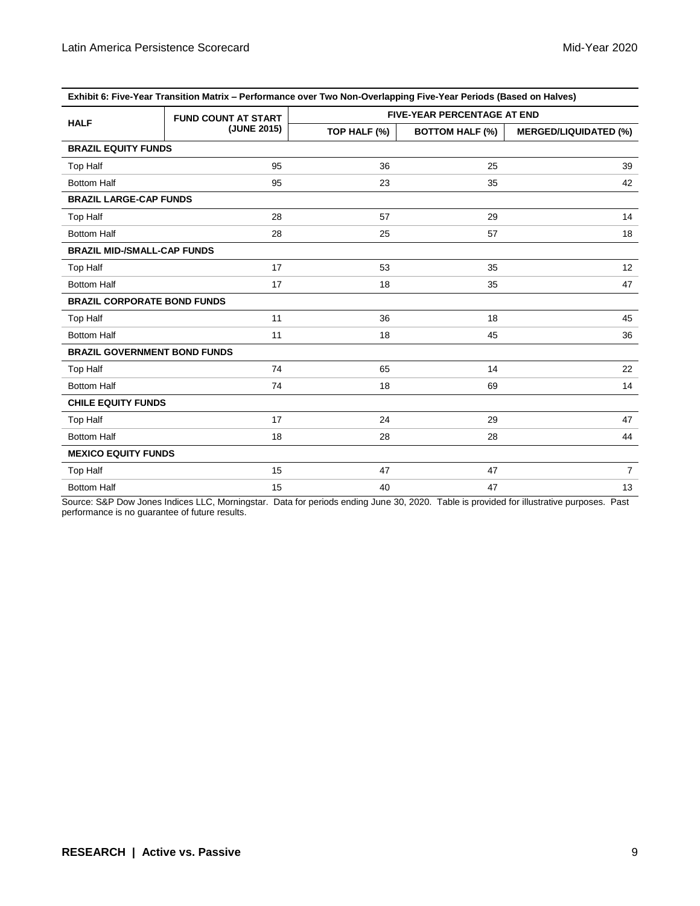**Exhibit 6: Five-Year Transition Matrix – Performance over Two Non-Overlapping Five-Year Periods (Based on Halves)**

| HALF | FUND COUNT AT START (JUNE 2015) | FIVE-YEAR PERCENTAGE AT END | | |
|---|---|---|---|---|
| | | TOP HALF (%) | BOTTOM HALF (%) | MERGED/LIQUIDATED (%) |
| **BRAZIL EQUITY FUNDS** | | | | |
| Top Half | 95 | 36 | 25 | 39 |
| Bottom Half | 95 | 23 | 35 | 42 |
| **BRAZIL LARGE-CAP FUNDS** | | | | |
| Top Half | 28 | 57 | 29 | 14 |
| Bottom Half | 28 | 25 | 57 | 18 |
| **BRAZIL MID-/SMALL-CAP FUNDS** | | | | |
| Top Half | 17 | 53 | 35 | 12 |
| Bottom Half | 17 | 18 | 35 | 47 |
| **BRAZIL CORPORATE BOND FUNDS** | | | | |
| Top Half | 11 | 36 | 18 | 45 |
| Bottom Half | 11 | 18 | 45 | 36 |
| **BRAZIL GOVERNMENT BOND FUNDS** | | | | |
| Top Half | 74 | 65 | 14 | 22 |
| Bottom Half | 74 | 18 | 69 | 14 |
| **CHILE EQUITY FUNDS** | | | | |
| Top Half | 17 | 24 | 29 | 47 |
| Bottom Half | 18 | 28 | 28 | 44 |
| **MEXICO EQUITY FUNDS** | | | | |
| Top Half | 15 | 47 | 47 | 7 |
| Bottom Half | 15 | 40 | 47 | 13 |

Source: S&P Dow Jones Indices LLC, Morningstar. Data for periods ending June 30, 2020. Table is provided for illustrative purposes. Past performance is no guarantee of future results.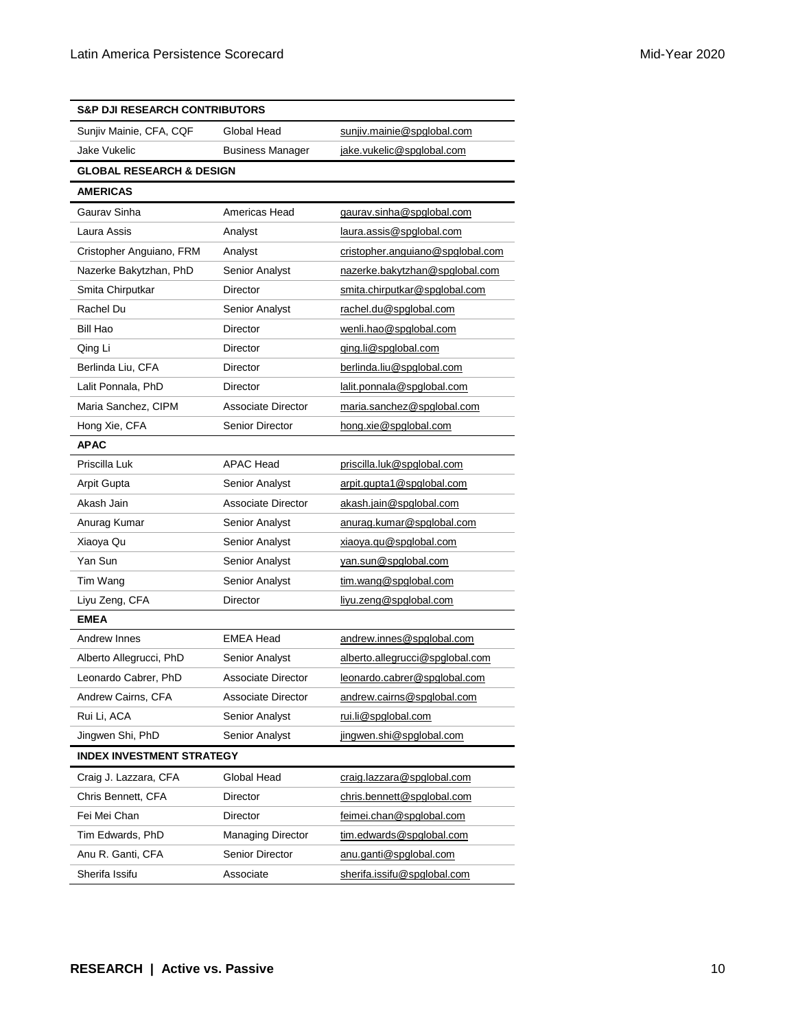| S&P DJI RESEARCH CONTRIBUTORS | | |
|---|---|---|
| Sunjiv Mainie, CFA, CQF | Global Head | sunjiv.mainie@spglobal.com |
| Jake Vukelic | Business Manager | jake.vukelic@spglobal.com |
| **GLOBAL RESEARCH & DESIGN** | | |
| **AMERICAS** | | |
| Gaurav Sinha | Americas Head | gaurav.sinha@spglobal.com |
| Laura Assis | Analyst | laura.assis@spglobal.com |
| Cristopher Anguiano, FRM | Analyst | cristopher.anguiano@spglobal.com |
| Nazerke Bakytzhan, PhD | Senior Analyst | nazerke.bakytzhan@spglobal.com |
| Smita Chirputkar | Director | smita.chirputkar@spglobal.com |
| Rachel Du | Senior Analyst | rachel.du@spglobal.com |
| Bill Hao | Director | wenli.hao@spglobal.com |
| Qing Li | Director | qing.li@spglobal.com |
| Berlinda Liu, CFA | Director | berlinda.liu@spglobal.com |
| Lalit Ponnala, PhD | Director | lalit.ponnala@spglobal.com |
| Maria Sanchez, CIPM | Associate Director | maria.sanchez@spglobal.com |
| Hong Xie, CFA | Senior Director | hong.xie@spglobal.com |
| **APAC** | | |
| Priscilla Luk | APAC Head | priscilla.luk@spglobal.com |
| Arpit Gupta | Senior Analyst | arpit.gupta1@spglobal.com |
| Akash Jain | Associate Director | akash.jain@spglobal.com |
| Anurag Kumar | Senior Analyst | anurag.kumar@spglobal.com |
| Xiaoya Qu | Senior Analyst | xiaoya.qu@spglobal.com |
| Yan Sun | Senior Analyst | yan.sun@spglobal.com |
| Tim Wang | Senior Analyst | tim.wang@spglobal.com |
| Liyu Zeng, CFA | Director | liyu.zeng@spglobal.com |
| **EMEA** | | |
| Andrew Innes | EMEA Head | andrew.innes@spglobal.com |
| Alberto Allegrucci, PhD | Senior Analyst | alberto.allegrucci@spglobal.com |
| Leonardo Cabrer, PhD | Associate Director | leonardo.cabrer@spglobal.com |
| Andrew Cairns, CFA | Associate Director | andrew.cairns@spglobal.com |
| Rui Li, ACA | Senior Analyst | rui.li@spglobal.com |
| Jingwen Shi, PhD | Senior Analyst | jingwen.shi@spglobal.com |
| **INDEX INVESTMENT STRATEGY** | | |
| Craig J. Lazzara, CFA | Global Head | craig.lazzara@spglobal.com |
| Chris Bennett, CFA | Director | chris.bennett@spglobal.com |
| Fei Mei Chan | Director | feimei.chan@spglobal.com |
| Tim Edwards, PhD | Managing Director | tim.edwards@spglobal.com |
| Anu R. Ganti, CFA | Senior Director | anu.ganti@spglobal.com |
| Sherifa Issifu | Associate | sherifa.issifu@spglobal.com |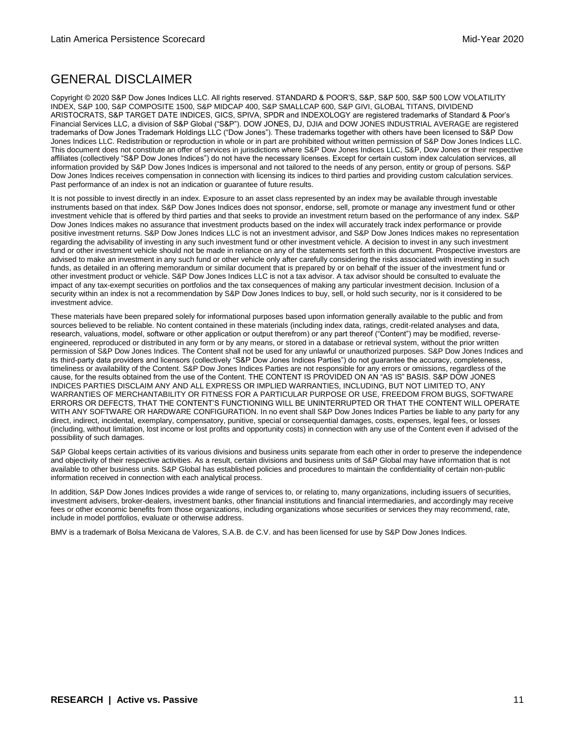# GENERAL DISCLAIMER

Copyright © 2020 S&P Dow Jones Indices LLC. All rights reserved. STANDARD & POOR'S, S&P, S&P 500, S&P 500 LOW VOLATILITY INDEX, S&P 100, S&P COMPOSITE 1500, S&P MIDCAP 400, S&P SMALLCAP 600, S&P GIVI, GLOBAL TITANS, DIVIDEND ARISTOCRATS, S&P TARGET DATE INDICES, GICS, SPIVA, SPDR and INDEXOLOGY are registered trademarks of Standard & Poor's Financial Services LLC, a division of S&P Global ("S&P"). DOW JONES, DJ, DJIA and DOW JONES INDUSTRIAL AVERAGE are registered trademarks of Dow Jones Trademark Holdings LLC ("Dow Jones"). These trademarks together with others have been licensed to S&P Dow Jones Indices LLC. Redistribution or reproduction in whole or in part are prohibited without written permission of S&P Dow Jones Indices LLC. This document does not constitute an offer of services in jurisdictions where S&P Dow Jones Indices LLC, S&P, Dow Jones or their respective affiliates (collectively "S&P Dow Jones Indices") do not have the necessary licenses. Except for certain custom index calculation services, all information provided by S&P Dow Jones Indices is impersonal and not tailored to the needs of any person, entity or group of persons. S&P Dow Jones Indices receives compensation in connection with licensing its indices to third parties and providing custom calculation services. Past performance of an index is not an indication or guarantee of future results.

It is not possible to invest directly in an index. Exposure to an asset class represented by an index may be available through investable instruments based on that index. S&P Dow Jones Indices does not sponsor, endorse, sell, promote or manage any investment fund or other investment vehicle that is offered by third parties and that seeks to provide an investment return based on the performance of any index. S&P Dow Jones Indices makes no assurance that investment products based on the index will accurately track index performance or provide positive investment returns. S&P Dow Jones Indices LLC is not an investment advisor, and S&P Dow Jones Indices makes no representation regarding the advisability of investing in any such investment fund or other investment vehicle. A decision to invest in any such investment fund or other investment vehicle should not be made in reliance on any of the statements set forth in this document. Prospective investors are advised to make an investment in any such fund or other vehicle only after carefully considering the risks associated with investing in such funds, as detailed in an offering memorandum or similar document that is prepared by or on behalf of the issuer of the investment fund or other investment product or vehicle. S&P Dow Jones Indices LLC is not a tax advisor. A tax advisor should be consulted to evaluate the impact of any tax-exempt securities on portfolios and the tax consequences of making any particular investment decision. Inclusion of a security within an index is not a recommendation by S&P Dow Jones Indices to buy, sell, or hold such security, nor is it considered to be investment advice.

These materials have been prepared solely for informational purposes based upon information generally available to the public and from sources believed to be reliable. No content contained in these materials (including index data, ratings, credit-related analyses and data, research, valuations, model, software or other application or output therefrom) or any part thereof ("Content") may be modified, reverse-engineered, reproduced or distributed in any form or by any means, or stored in a database or retrieval system, without the prior written permission of S&P Dow Jones Indices. The Content shall not be used for any unlawful or unauthorized purposes. S&P Dow Jones Indices and its third-party data providers and licensors (collectively "S&P Dow Jones Indices Parties") do not guarantee the accuracy, completeness, timeliness or availability of the Content. S&P Dow Jones Indices Parties are not responsible for any errors or omissions, regardless of the cause, for the results obtained from the use of the Content. THE CONTENT IS PROVIDED ON AN "AS IS" BASIS. S&P DOW JONES INDICES PARTIES DISCLAIM ANY AND ALL EXPRESS OR IMPLIED WARRANTIES, INCLUDING, BUT NOT LIMITED TO, ANY WARRANTIES OF MERCHANTABILITY OR FITNESS FOR A PARTICULAR PURPOSE OR USE, FREEDOM FROM BUGS, SOFTWARE ERRORS OR DEFECTS, THAT THE CONTENT'S FUNCTIONING WILL BE UNINTERRUPTED OR THAT THE CONTENT WILL OPERATE WITH ANY SOFTWARE OR HARDWARE CONFIGURATION. In no event shall S&P Dow Jones Indices Parties be liable to any party for any direct, indirect, incidental, exemplary, compensatory, punitive, special or consequential damages, costs, expenses, legal fees, or losses (including, without limitation, lost income or lost profits and opportunity costs) in connection with any use of the Content even if advised of the possibility of such damages.

S&P Global keeps certain activities of its various divisions and business units separate from each other in order to preserve the independence and objectivity of their respective activities. As a result, certain divisions and business units of S&P Global may have information that is not available to other business units. S&P Global has established policies and procedures to maintain the confidentiality of certain non-public information received in connection with each analytical process.

In addition, S&P Dow Jones Indices provides a wide range of services to, or relating to, many organizations, including issuers of securities, investment advisers, broker-dealers, investment banks, other financial institutions and financial intermediaries, and accordingly may receive fees or other economic benefits from those organizations, including organizations whose securities or services they may recommend, rate, include in model portfolios, evaluate or otherwise address.

BMV is a trademark of Bolsa Mexicana de Valores, S.A.B. de C.V. and has been licensed for use by S&P Dow Jones Indices.